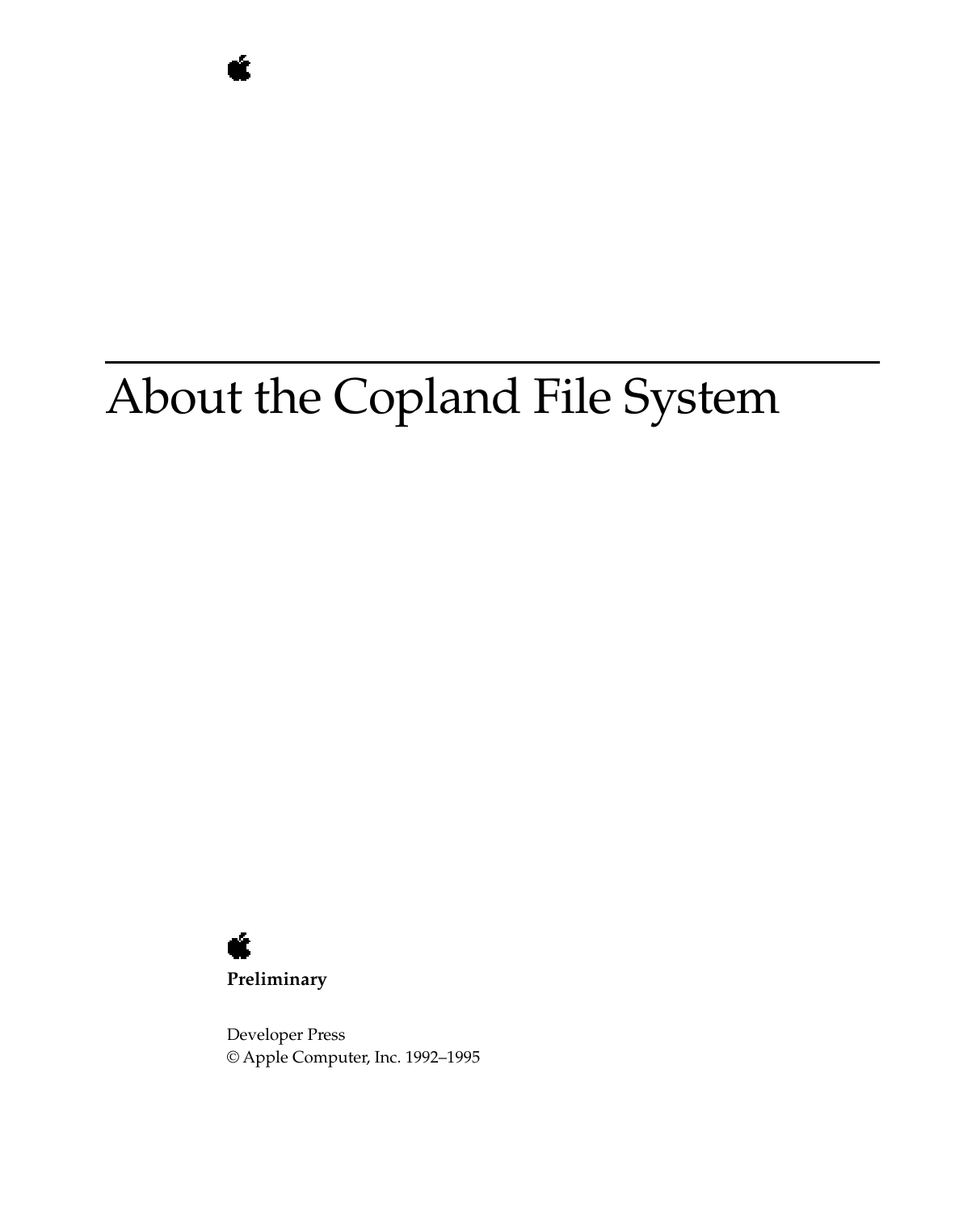# About the Copland File System

**Preliminary**

Developer Press
© Apple Computer, Inc. 1992–1995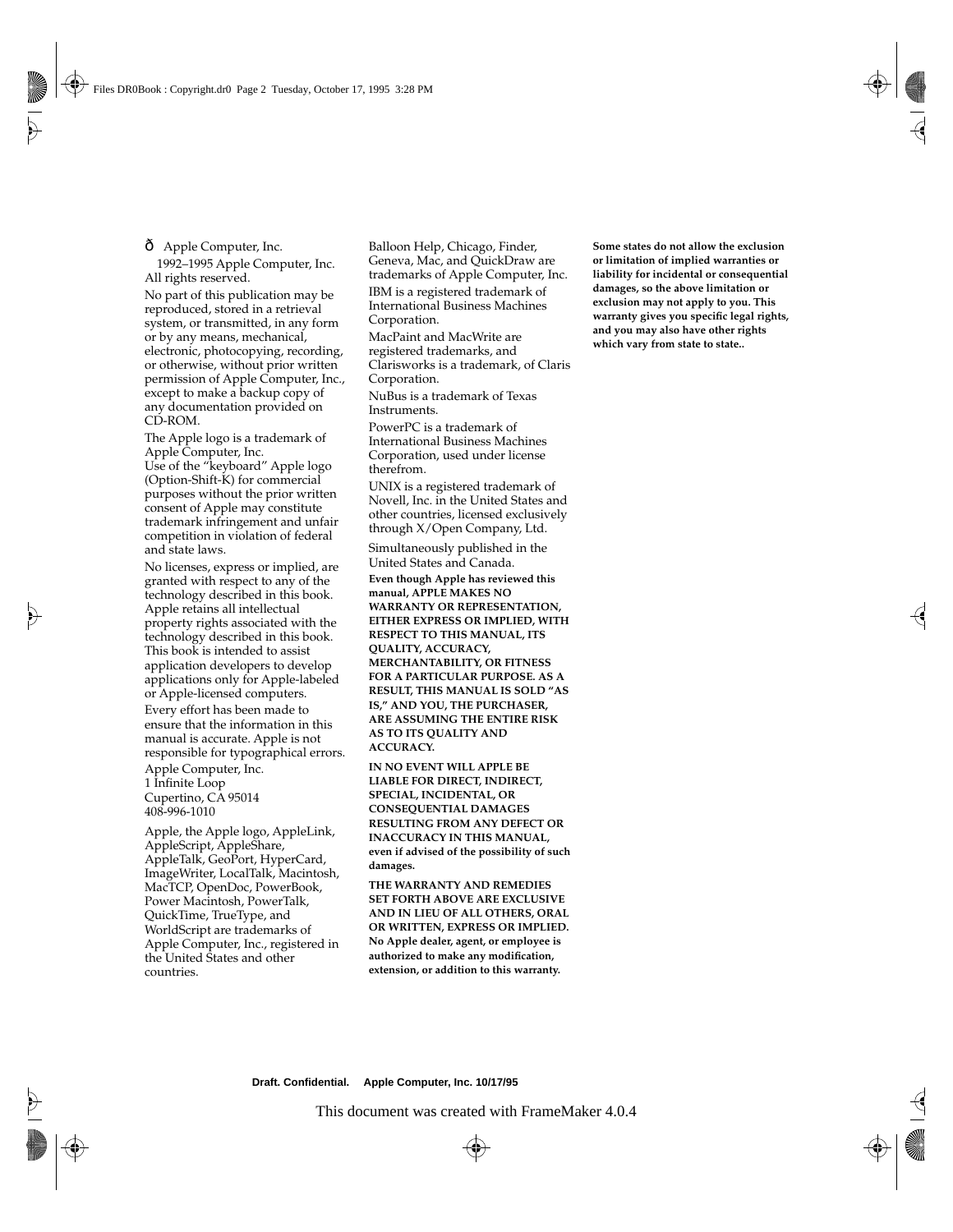ð Apple Computer, Inc.
1992–1995 Apple Computer, Inc.
All rights reserved.

No part of this publication may be reproduced, stored in a retrieval system, or transmitted, in any form or by any means, mechanical, electronic, photocopying, recording, or otherwise, without prior written permission of Apple Computer, Inc., except to make a backup copy of any documentation provided on CD-ROM.

The Apple logo is a trademark of Apple Computer, Inc.
Use of the "keyboard" Apple logo (Option-Shift-K) for commercial purposes without the prior written consent of Apple may constitute trademark infringement and unfair competition in violation of federal and state laws.

No licenses, express or implied, are granted with respect to any of the technology described in this book. Apple retains all intellectual property rights associated with the technology described in this book. This book is intended to assist application developers to develop applications only for Apple-labeled or Apple-licensed computers.

Every effort has been made to ensure that the information in this manual is accurate. Apple is not responsible for typographical errors.

Apple Computer, Inc.
1 Infinite Loop
Cupertino, CA 95014
408-996-1010

Apple, the Apple logo, AppleLink, AppleScript, AppleShare, AppleTalk, GeoPort, HyperCard, ImageWriter, LocalTalk, Macintosh, MacTCP, OpenDoc, PowerBook, Power Macintosh, PowerTalk, QuickTime, TrueType, and WorldScript are trademarks of Apple Computer, Inc., registered in the United States and other countries.

Balloon Help, Chicago, Finder, Geneva, Mac, and QuickDraw are trademarks of Apple Computer, Inc.

IBM is a registered trademark of International Business Machines Corporation.

MacPaint and MacWrite are registered trademarks, and Clarisworks is a trademark, of Claris Corporation.

NuBus is a trademark of Texas Instruments.

PowerPC is a trademark of International Business Machines Corporation, used under license therefrom.

UNIX is a registered trademark of Novell, Inc. in the United States and other countries, licensed exclusively through X/Open Company, Ltd.

Simultaneously published in the United States and Canada.

**Even though Apple has reviewed this manual, APPLE MAKES NO WARRANTY OR REPRESENTATION, EITHER EXPRESS OR IMPLIED, WITH RESPECT TO THIS MANUAL, ITS QUALITY, ACCURACY, MERCHANTABILITY, OR FITNESS FOR A PARTICULAR PURPOSE. AS A RESULT, THIS MANUAL IS SOLD "AS IS," AND YOU, THE PURCHASER, ARE ASSUMING THE ENTIRE RISK AS TO ITS QUALITY AND ACCURACY.**

**IN NO EVENT WILL APPLE BE LIABLE FOR DIRECT, INDIRECT, SPECIAL, INCIDENTAL, OR CONSEQUENTIAL DAMAGES RESULTING FROM ANY DEFECT OR INACCURACY IN THIS MANUAL, even if advised of the possibility of such damages.**

**THE WARRANTY AND REMEDIES SET FORTH ABOVE ARE EXCLUSIVE AND IN LIEU OF ALL OTHERS, ORAL OR WRITTEN, EXPRESS OR IMPLIED. No Apple dealer, agent, or employee is authorized to make any modification, extension, or addition to this warranty.**

**Some states do not allow the exclusion or limitation of implied warranties or liability for incidental or consequential damages, so the above limitation or exclusion may not apply to you. This warranty gives you specific legal rights, and you may also have other rights which vary from state to state..**

**Draft. Confidential. Apple Computer, Inc. 10/17/95**

This document was created with FrameMaker 4.0.4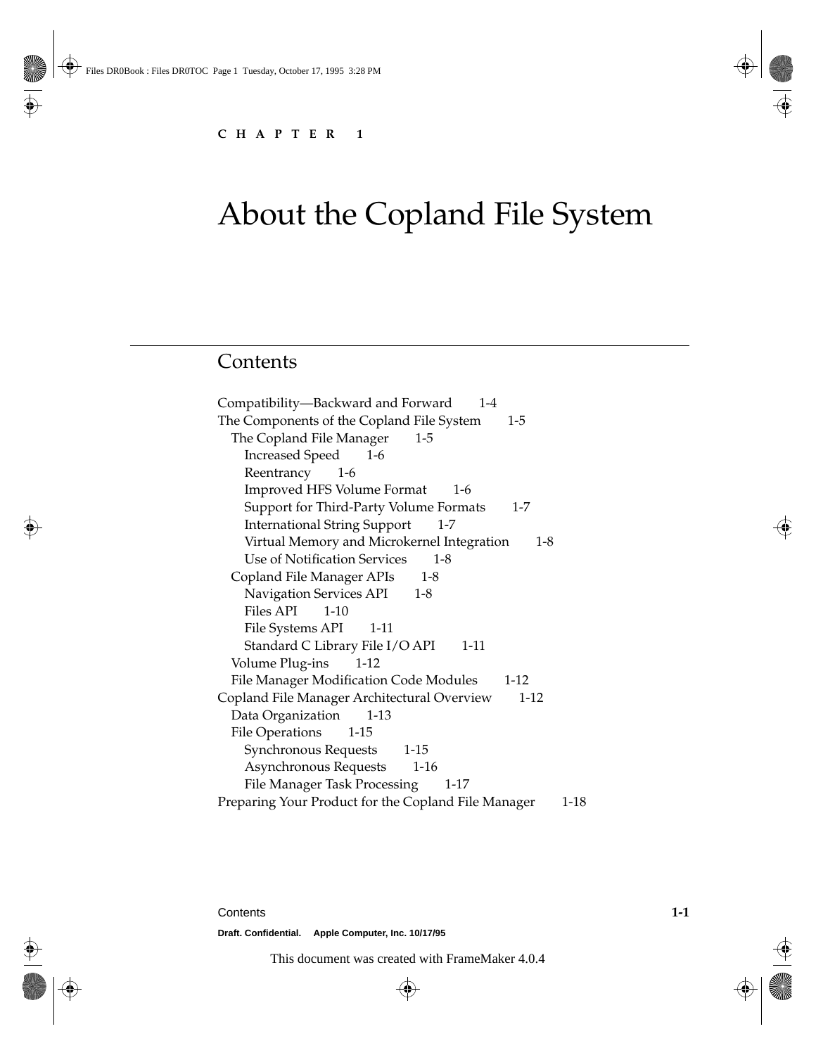CHAPTER 1

# About the Copland File System

## Contents

- Compatibility—Backward and Forward 1-4
- The Components of the Copland File System 1-5
  - The Copland File Manager 1-5
    - Increased Speed 1-6
    - Reentrancy 1-6
    - Improved HFS Volume Format 1-6
    - Support for Third-Party Volume Formats 1-7
    - International String Support 1-7
    - Virtual Memory and Microkernel Integration 1-8
    - Use of Notification Services 1-8
  - Copland File Manager APIs 1-8
    - Navigation Services API 1-8
    - Files API 1-10
    - File Systems API 1-11
    - Standard C Library File I/O API 1-11
  - Volume Plug-ins 1-12
  - File Manager Modification Code Modules 1-12
- Copland File Manager Architectural Overview 1-12
  - Data Organization 1-13
  - File Operations 1-15
    - Synchronous Requests 1-15
    - Asynchronous Requests 1-16
    - File Manager Task Processing 1-17
- Preparing Your Product for the Copland File Manager 1-18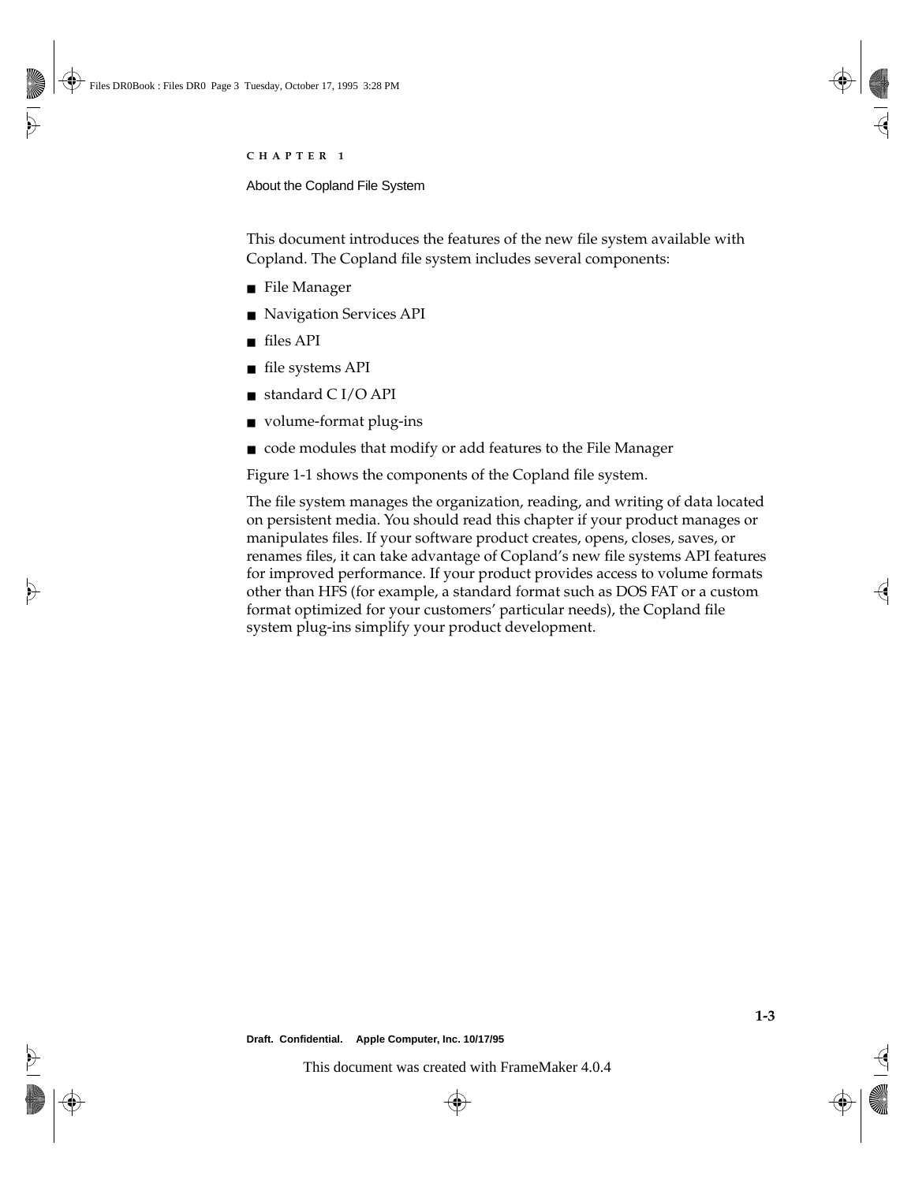# CHAPTER 1

## About the Copland File System

This document introduces the features of the new file system available with Copland. The Copland file system includes several components:

- File Manager
- Navigation Services API
- files API
- file systems API
- standard C I/O API
- volume-format plug-ins
- code modules that modify or add features to the File Manager

Figure 1-1 shows the components of the Copland file system.

The file system manages the organization, reading, and writing of data located on persistent media. You should read this chapter if your product manages or manipulates files. If your software product creates, opens, closes, saves, or renames files, it can take advantage of Copland's new file systems API features for improved performance. If your product provides access to volume formats other than HFS (for example, a standard format such as DOS FAT or a custom format optimized for your customers' particular needs), the Copland file system plug-ins simplify your product development.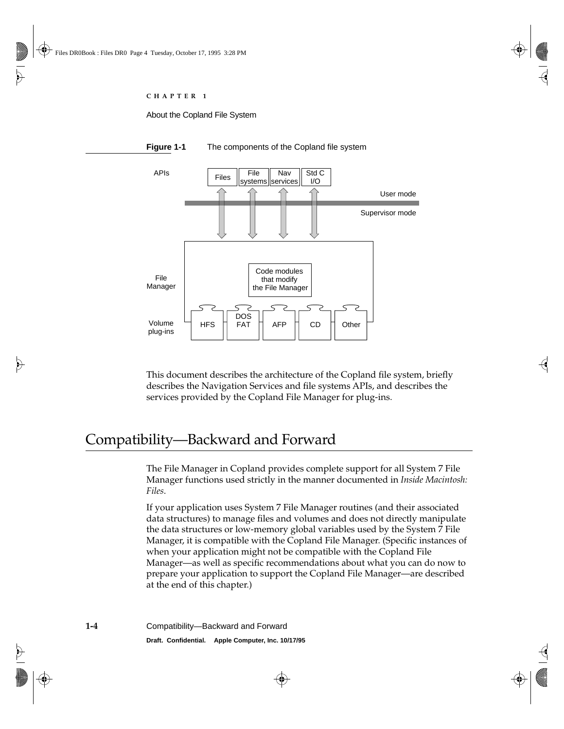**Figure 1-1** The components of the Copland file system

This document describes the architecture of the Copland file system, briefly describes the Navigation Services and file systems APIs, and describes the services provided by the Copland File Manager for plug-ins.

# Compatibility—Backward and Forward

The File Manager in Copland provides complete support for all System 7 File Manager functions used strictly in the manner documented in *Inside Macintosh: Files*.

If your application uses System 7 File Manager routines (and their associated data structures) to manage files and volumes and does not directly manipulate the data structures or low-memory global variables used by the System 7 File Manager, it is compatible with the Copland File Manager. (Specific instances of when your application might not be compatible with the Copland File Manager—as well as specific recommendations about what you can do now to prepare your application to support the Copland File Manager—are described at the end of this chapter.)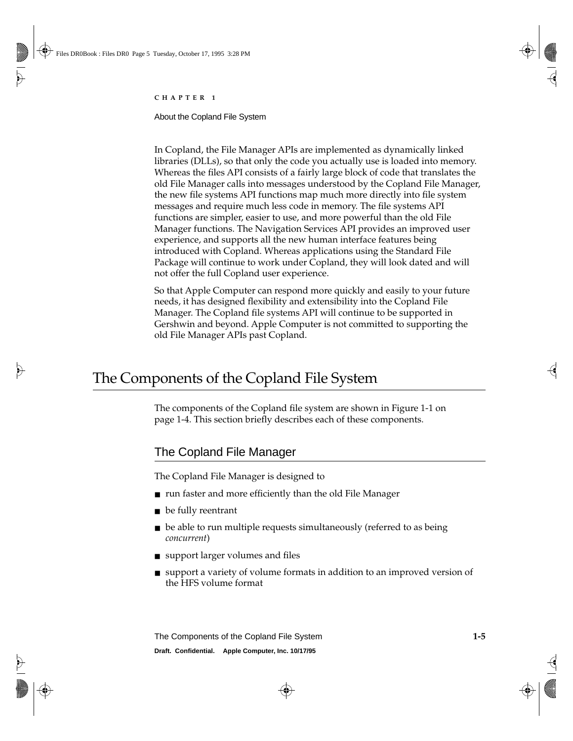In Copland, the File Manager APIs are implemented as dynamically linked libraries (DLLs), so that only the code you actually use is loaded into memory. Whereas the files API consists of a fairly large block of code that translates the old File Manager calls into messages understood by the Copland File Manager, the new file systems API functions map much more directly into file system messages and require much less code in memory. The file systems API functions are simpler, easier to use, and more powerful than the old File Manager functions. The Navigation Services API provides an improved user experience, and supports all the new human interface features being introduced with Copland. Whereas applications using the Standard File Package will continue to work under Copland, they will look dated and will not offer the full Copland user experience.

So that Apple Computer can respond more quickly and easily to your future needs, it has designed flexibility and extensibility into the Copland File Manager. The Copland file systems API will continue to be supported in Gershwin and beyond. Apple Computer is not committed to supporting the old File Manager APIs past Copland.

# The Components of the Copland File System

The components of the Copland file system are shown in Figure 1-1 on page 1-4. This section briefly describes each of these components.

## The Copland File Manager

The Copland File Manager is designed to

- run faster and more efficiently than the old File Manager
- be fully reentrant
- be able to run multiple requests simultaneously (referred to as being *concurrent*)
- support larger volumes and files
- support a variety of volume formats in addition to an improved version of the HFS volume format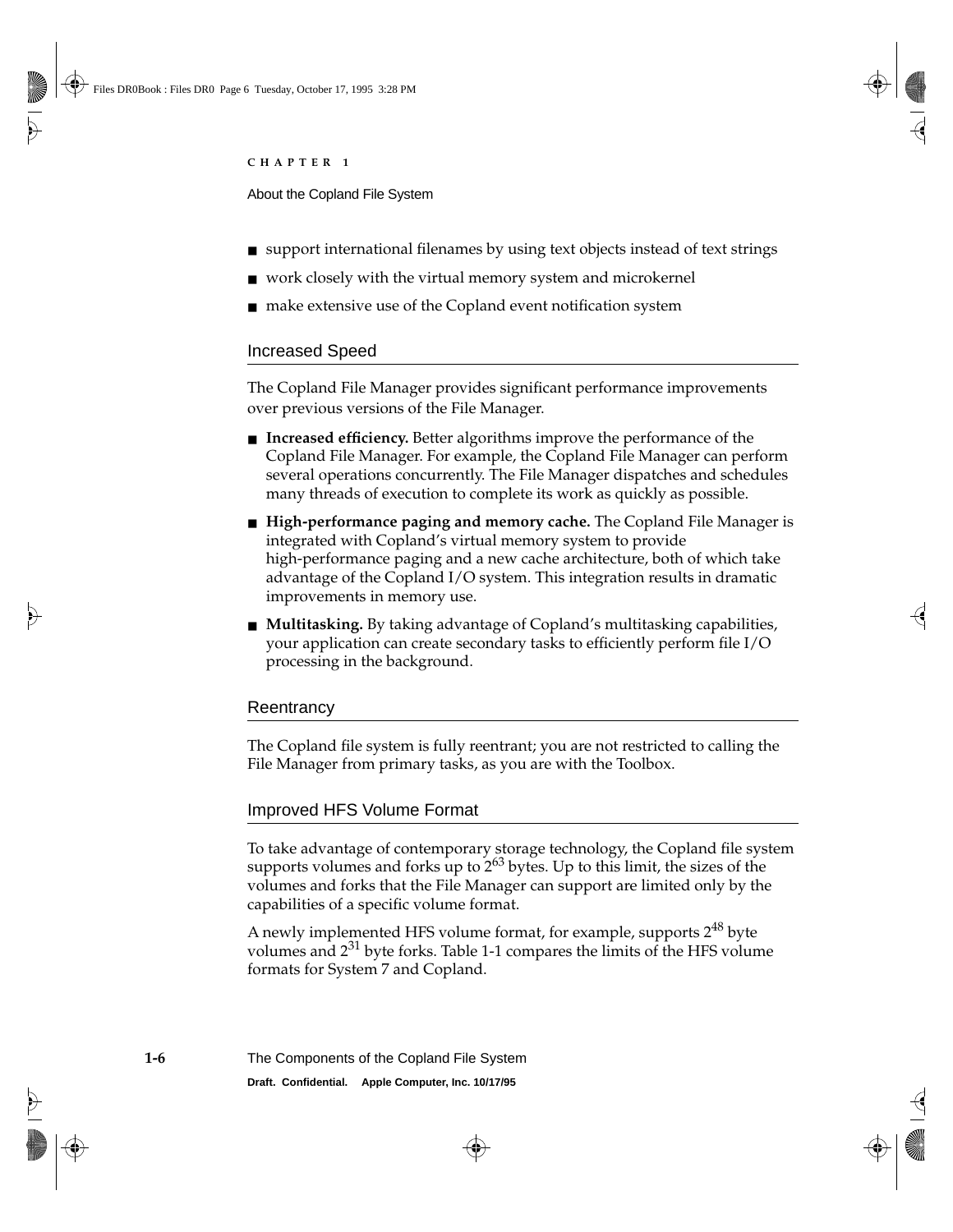- support international filenames by using text objects instead of text strings
- work closely with the virtual memory system and microkernel
- make extensive use of the Copland event notification system

### Increased Speed

The Copland File Manager provides significant performance improvements over previous versions of the File Manager.

- **Increased efficiency.** Better algorithms improve the performance of the Copland File Manager. For example, the Copland File Manager can perform several operations concurrently. The File Manager dispatches and schedules many threads of execution to complete its work as quickly as possible.
- **High-performance paging and memory cache.** The Copland File Manager is integrated with Copland's virtual memory system to provide high-performance paging and a new cache architecture, both of which take advantage of the Copland I/O system. This integration results in dramatic improvements in memory use.
- **Multitasking.** By taking advantage of Copland's multitasking capabilities, your application can create secondary tasks to efficiently perform file I/O processing in the background.

### Reentrancy

The Copland file system is fully reentrant; you are not restricted to calling the File Manager from primary tasks, as you are with the Toolbox.

### Improved HFS Volume Format

To take advantage of contemporary storage technology, the Copland file system supports volumes and forks up to $2^{63}$ bytes. Up to this limit, the sizes of the volumes and forks that the File Manager can support are limited only by the capabilities of a specific volume format.

A newly implemented HFS volume format, for example, supports $2^{48}$ byte volumes and $2^{31}$ byte forks. Table 1-1 compares the limits of the HFS volume formats for System 7 and Copland.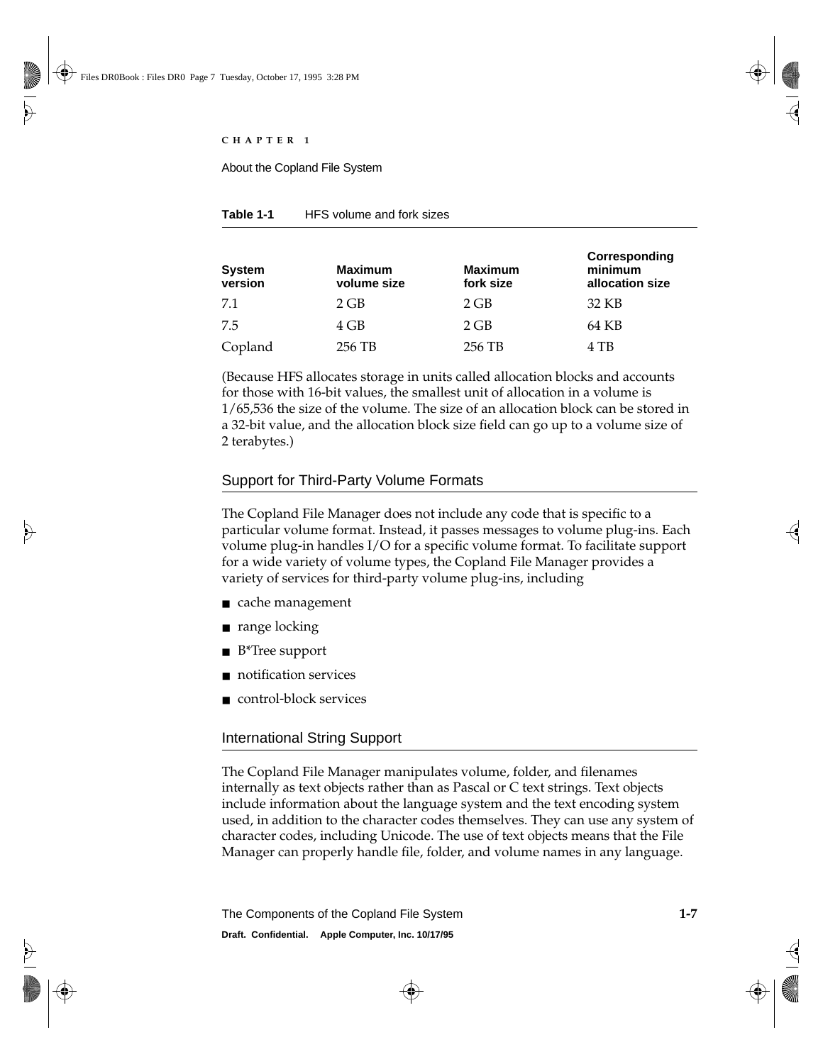**Table 1-1** HFS volume and fork sizes

| System version | Maximum volume size | Maximum fork size | Corresponding minimum allocation size |
|---|---|---|---|
| 7.1 | 2 GB | 2 GB | 32 KB |
| 7.5 | 4 GB | 2 GB | 64 KB |
| Copland | 256 TB | 256 TB | 4 TB |

(Because HFS allocates storage in units called allocation blocks and accounts for those with 16-bit values, the smallest unit of allocation in a volume is 1/65,536 the size of the volume. The size of an allocation block can be stored in a 32-bit value, and the allocation block size field can go up to a volume size of 2 terabytes.)

## Support for Third-Party Volume Formats

The Copland File Manager does not include any code that is specific to a particular volume format. Instead, it passes messages to volume plug-ins. Each volume plug-in handles I/O for a specific volume format. To facilitate support for a wide variety of volume types, the Copland File Manager provides a variety of services for third-party volume plug-ins, including

- cache management
- range locking
- B*Tree support
- notification services
- control-block services

## International String Support

The Copland File Manager manipulates volume, folder, and filenames internally as text objects rather than as Pascal or C text strings. Text objects include information about the language system and the text encoding system used, in addition to the character codes themselves. They can use any system of character codes, including Unicode. The use of text objects means that the File Manager can properly handle file, folder, and volume names in any language.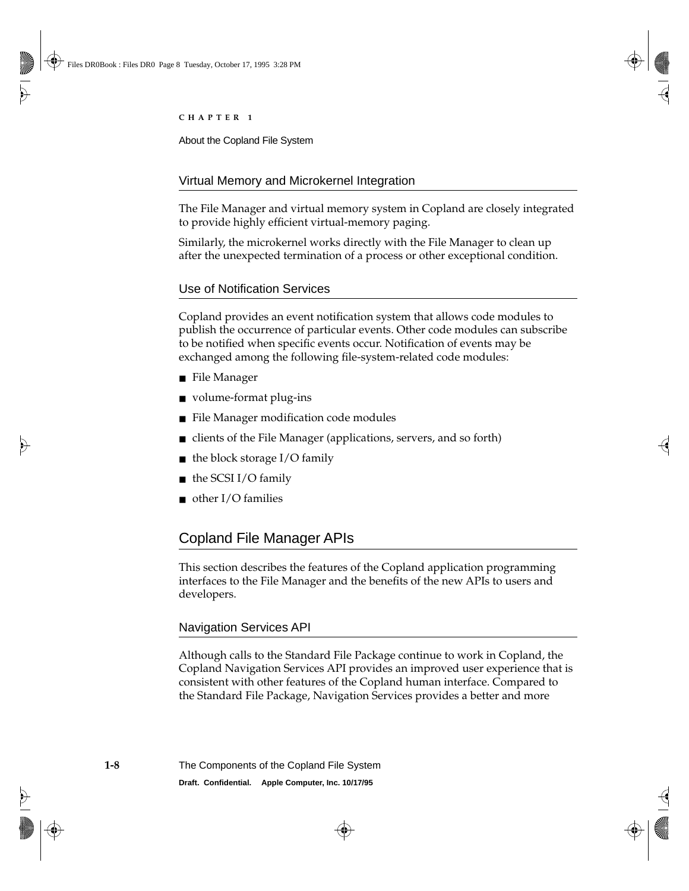### Virtual Memory and Microkernel Integration

The File Manager and virtual memory system in Copland are closely integrated to provide highly efficient virtual-memory paging.

Similarly, the microkernel works directly with the File Manager to clean up after the unexpected termination of a process or other exceptional condition.

### Use of Notification Services

Copland provides an event notification system that allows code modules to publish the occurrence of particular events. Other code modules can subscribe to be notified when specific events occur. Notification of events may be exchanged among the following file-system-related code modules:

- File Manager
- volume-format plug-ins
- File Manager modification code modules
- clients of the File Manager (applications, servers, and so forth)
- the block storage I/O family
- the SCSI I/O family
- other I/O families

## Copland File Manager APIs

This section describes the features of the Copland application programming interfaces to the File Manager and the benefits of the new APIs to users and developers.

### Navigation Services API

Although calls to the Standard File Package continue to work in Copland, the Copland Navigation Services API provides an improved user experience that is consistent with other features of the Copland human interface. Compared to the Standard File Package, Navigation Services provides a better and more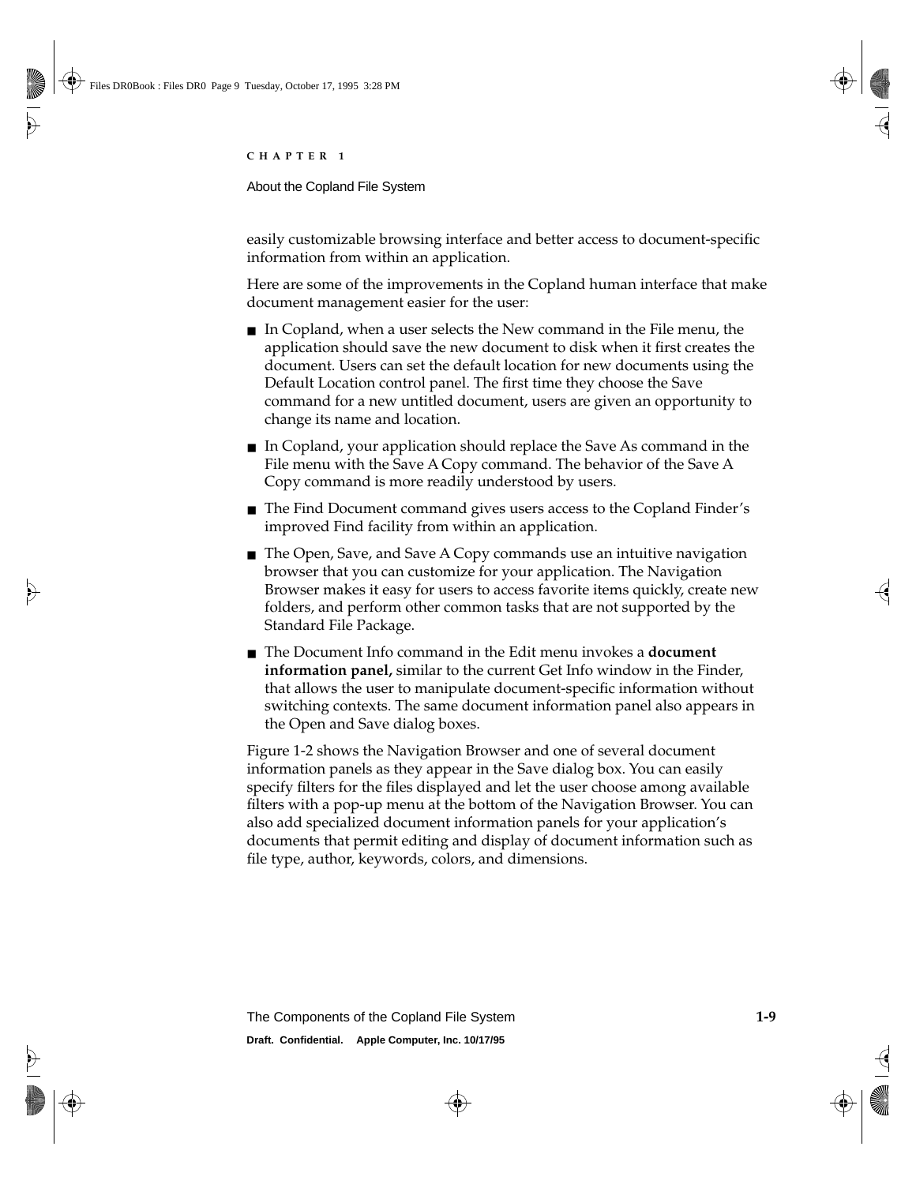easily customizable browsing interface and better access to document-specific information from within an application.

Here are some of the improvements in the Copland human interface that make document management easier for the user:

- In Copland, when a user selects the New command in the File menu, the application should save the new document to disk when it first creates the document. Users can set the default location for new documents using the Default Location control panel. The first time they choose the Save command for a new untitled document, users are given an opportunity to change its name and location.
- In Copland, your application should replace the Save As command in the File menu with the Save A Copy command. The behavior of the Save A Copy command is more readily understood by users.
- The Find Document command gives users access to the Copland Finder's improved Find facility from within an application.
- The Open, Save, and Save A Copy commands use an intuitive navigation browser that you can customize for your application. The Navigation Browser makes it easy for users to access favorite items quickly, create new folders, and perform other common tasks that are not supported by the Standard File Package.
- The Document Info command in the Edit menu invokes a **document information panel,** similar to the current Get Info window in the Finder, that allows the user to manipulate document-specific information without switching contexts. The same document information panel also appears in the Open and Save dialog boxes.

Figure 1-2 shows the Navigation Browser and one of several document information panels as they appear in the Save dialog box. You can easily specify filters for the files displayed and let the user choose among available filters with a pop-up menu at the bottom of the Navigation Browser. You can also add specialized document information panels for your application's documents that permit editing and display of document information such as file type, author, keywords, colors, and dimensions.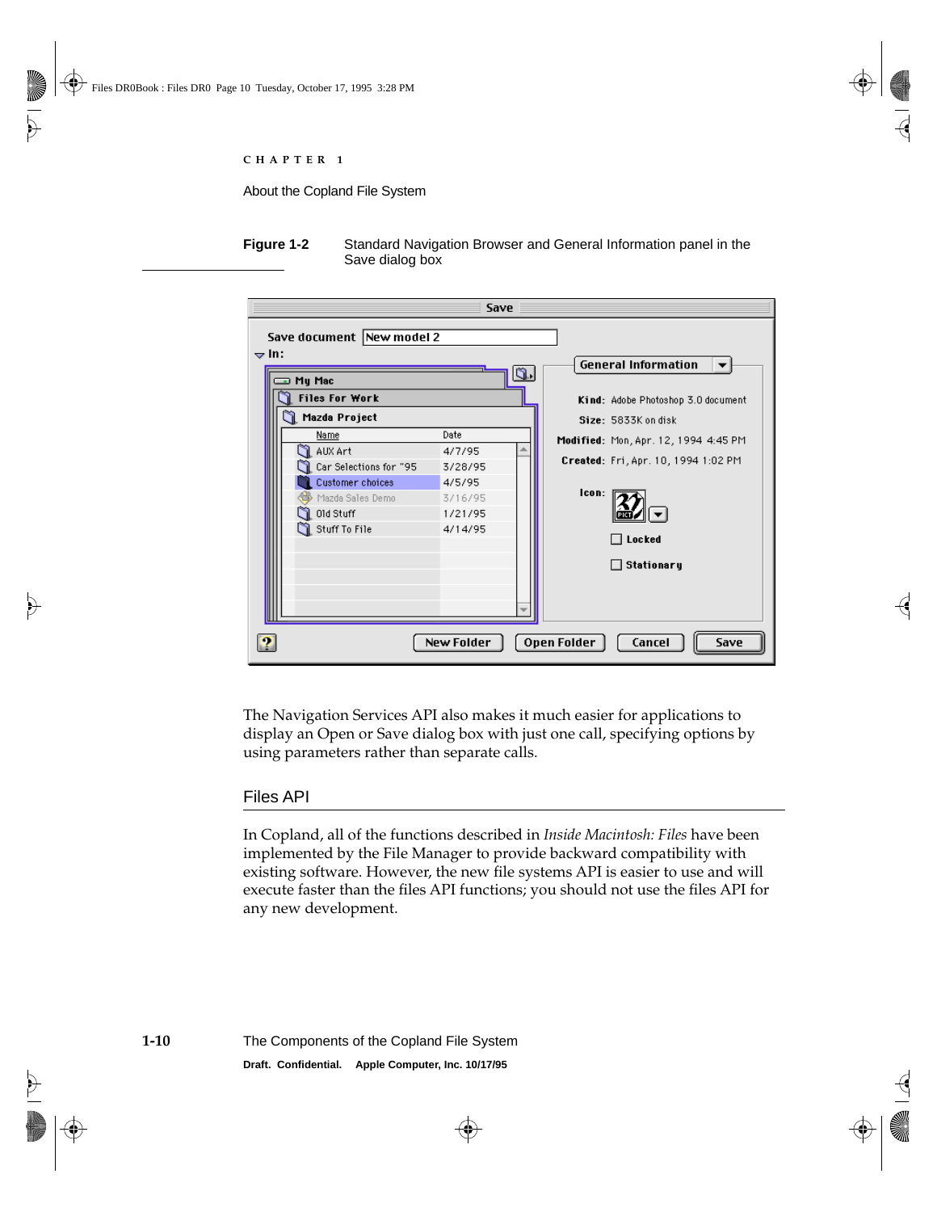**Figure 1-2** Standard Navigation Browser and General Information panel in the Save dialog box

The Navigation Services API also makes it much easier for applications to display an Open or Save dialog box with just one call, specifying options by using parameters rather than separate calls.

## Files API

In Copland, all of the functions described in *Inside Macintosh: Files* have been implemented by the File Manager to provide backward compatibility with existing software. However, the new file systems API is easier to use and will execute faster than the files API functions; you should not use the files API for any new development.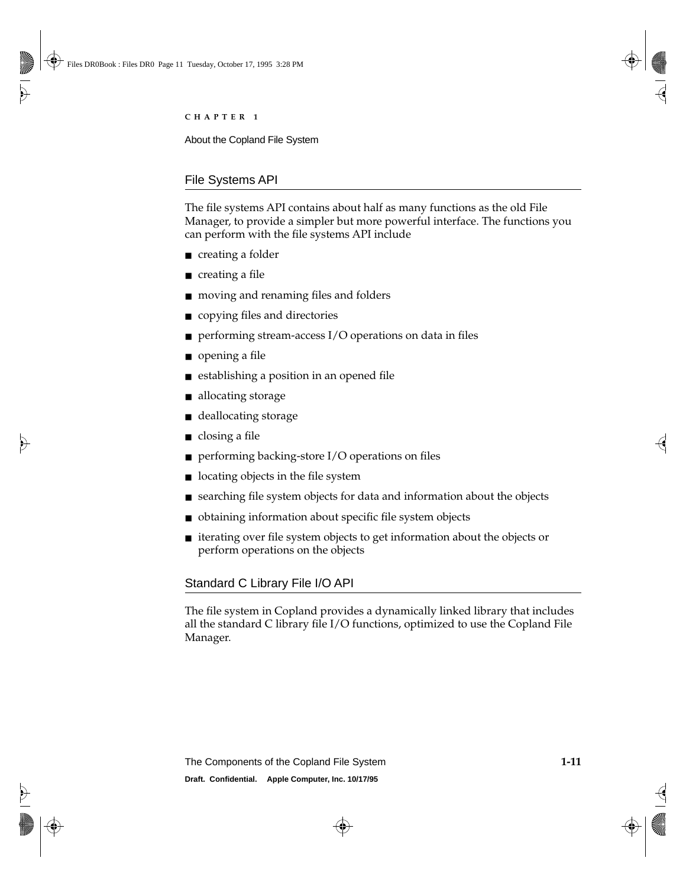## File Systems API

The file systems API contains about half as many functions as the old File Manager, to provide a simpler but more powerful interface. The functions you can perform with the file systems API include

- creating a folder
- creating a file
- moving and renaming files and folders
- copying files and directories
- performing stream-access I/O operations on data in files
- opening a file
- establishing a position in an opened file
- allocating storage
- deallocating storage
- closing a file
- performing backing-store I/O operations on files
- locating objects in the file system
- searching file system objects for data and information about the objects
- obtaining information about specific file system objects
- iterating over file system objects to get information about the objects or perform operations on the objects

## Standard C Library File I/O API

The file system in Copland provides a dynamically linked library that includes all the standard C library file I/O functions, optimized to use the Copland File Manager.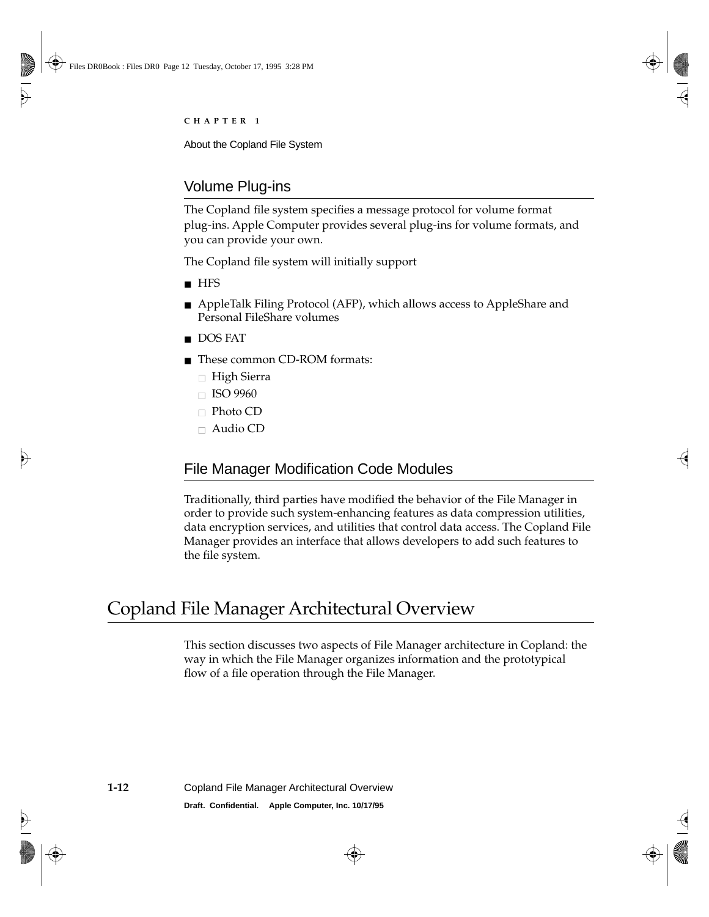## Volume Plug-ins

The Copland file system specifies a message protocol for volume format plug-ins. Apple Computer provides several plug-ins for volume formats, and you can provide your own.

The Copland file system will initially support

- HFS
- AppleTalk Filing Protocol (AFP), which allows access to AppleShare and Personal FileShare volumes
- DOS FAT
- These common CD-ROM formats:
  - High Sierra
  - ISO 9960
  - Photo CD
  - Audio CD

## File Manager Modification Code Modules

Traditionally, third parties have modified the behavior of the File Manager in order to provide such system-enhancing features as data compression utilities, data encryption services, and utilities that control data access. The Copland File Manager provides an interface that allows developers to add such features to the file system.

# Copland File Manager Architectural Overview

This section discusses two aspects of File Manager architecture in Copland: the way in which the File Manager organizes information and the prototypical flow of a file operation through the File Manager.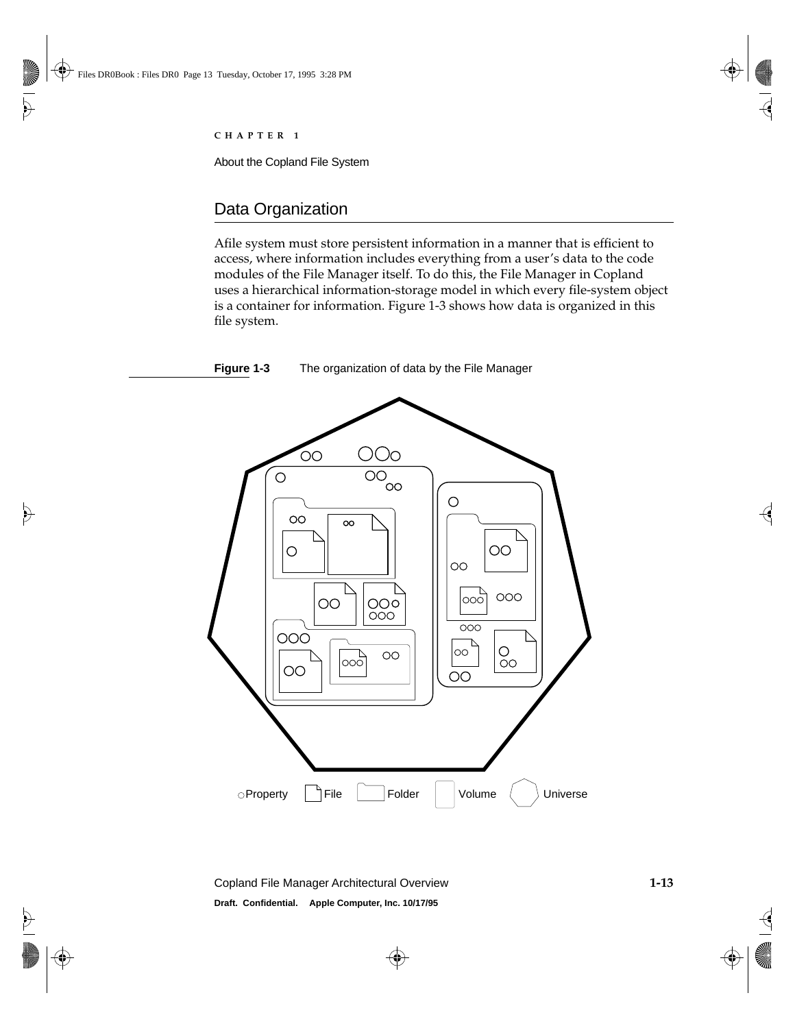## Data Organization

Afile system must store persistent information in a manner that is efficient to access, where information includes everything from a user's data to the code modules of the File Manager itself. To do this, the File Manager in Copland uses a hierarchical information-storage model in which every file-system object is a container for information. Figure 1-3 shows how data is organized in this file system.

**Figure 1-3** The organization of data by the File Manager

Property File Folder Volume Universe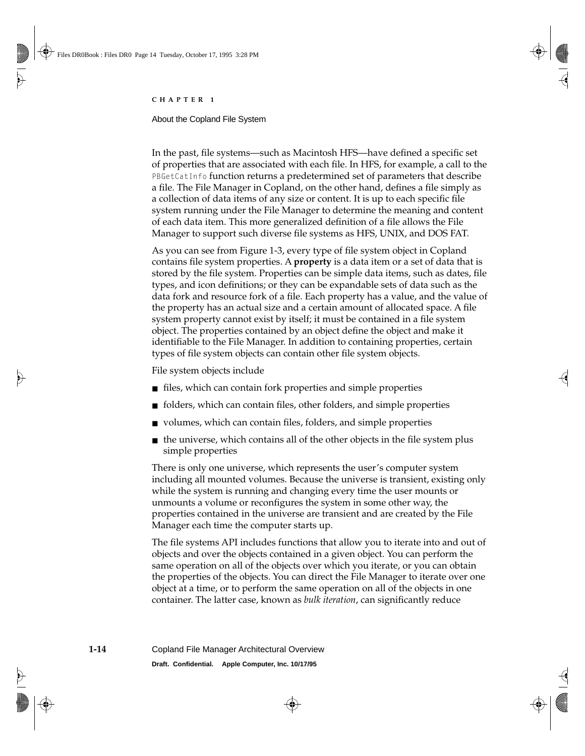In the past, file systems—such as Macintosh HFS—have defined a specific set of properties that are associated with each file. In HFS, for example, a call to the `PBGetCatInfo` function returns a predetermined set of parameters that describe a file. The File Manager in Copland, on the other hand, defines a file simply as a collection of data items of any size or content. It is up to each specific file system running under the File Manager to determine the meaning and content of each data item. This more generalized definition of a file allows the File Manager to support such diverse file systems as HFS, UNIX, and DOS FAT.

As you can see from Figure 1-3, every type of file system object in Copland contains file system properties. A **property** is a data item or a set of data that is stored by the file system. Properties can be simple data items, such as dates, file types, and icon definitions; or they can be expandable sets of data such as the data fork and resource fork of a file. Each property has a value, and the value of the property has an actual size and a certain amount of allocated space. A file system property cannot exist by itself; it must be contained in a file system object. The properties contained by an object define the object and make it identifiable to the File Manager. In addition to containing properties, certain types of file system objects can contain other file system objects.

File system objects include

- files, which can contain fork properties and simple properties
- folders, which can contain files, other folders, and simple properties
- volumes, which can contain files, folders, and simple properties
- the universe, which contains all of the other objects in the file system plus simple properties

There is only one universe, which represents the user's computer system including all mounted volumes. Because the universe is transient, existing only while the system is running and changing every time the user mounts or unmounts a volume or reconfigures the system in some other way, the properties contained in the universe are transient and are created by the File Manager each time the computer starts up.

The file systems API includes functions that allow you to iterate into and out of objects and over the objects contained in a given object. You can perform the same operation on all of the objects over which you iterate, or you can obtain the properties of the objects. You can direct the File Manager to iterate over one object at a time, or to perform the same operation on all of the objects in one container. The latter case, known as *bulk iteration*, can significantly reduce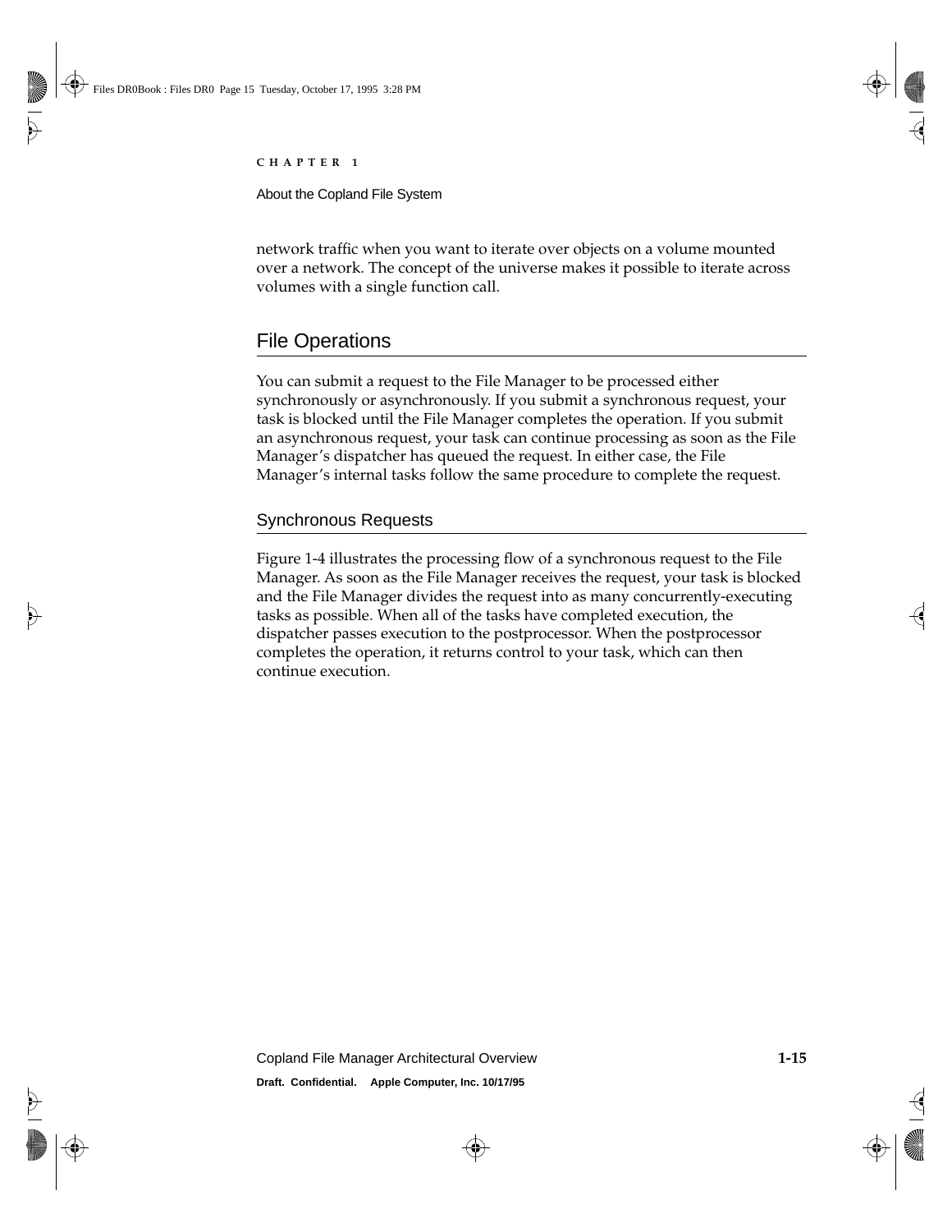network traffic when you want to iterate over objects on a volume mounted over a network. The concept of the universe makes it possible to iterate across volumes with a single function call.

## File Operations

You can submit a request to the File Manager to be processed either synchronously or asynchronously. If you submit a synchronous request, your task is blocked until the File Manager completes the operation. If you submit an asynchronous request, your task can continue processing as soon as the File Manager's dispatcher has queued the request. In either case, the File Manager's internal tasks follow the same procedure to complete the request.

### Synchronous Requests

Figure 1-4 illustrates the processing flow of a synchronous request to the File Manager. As soon as the File Manager receives the request, your task is blocked and the File Manager divides the request into as many concurrently-executing tasks as possible. When all of the tasks have completed execution, the dispatcher passes execution to the postprocessor. When the postprocessor completes the operation, it returns control to your task, which can then continue execution.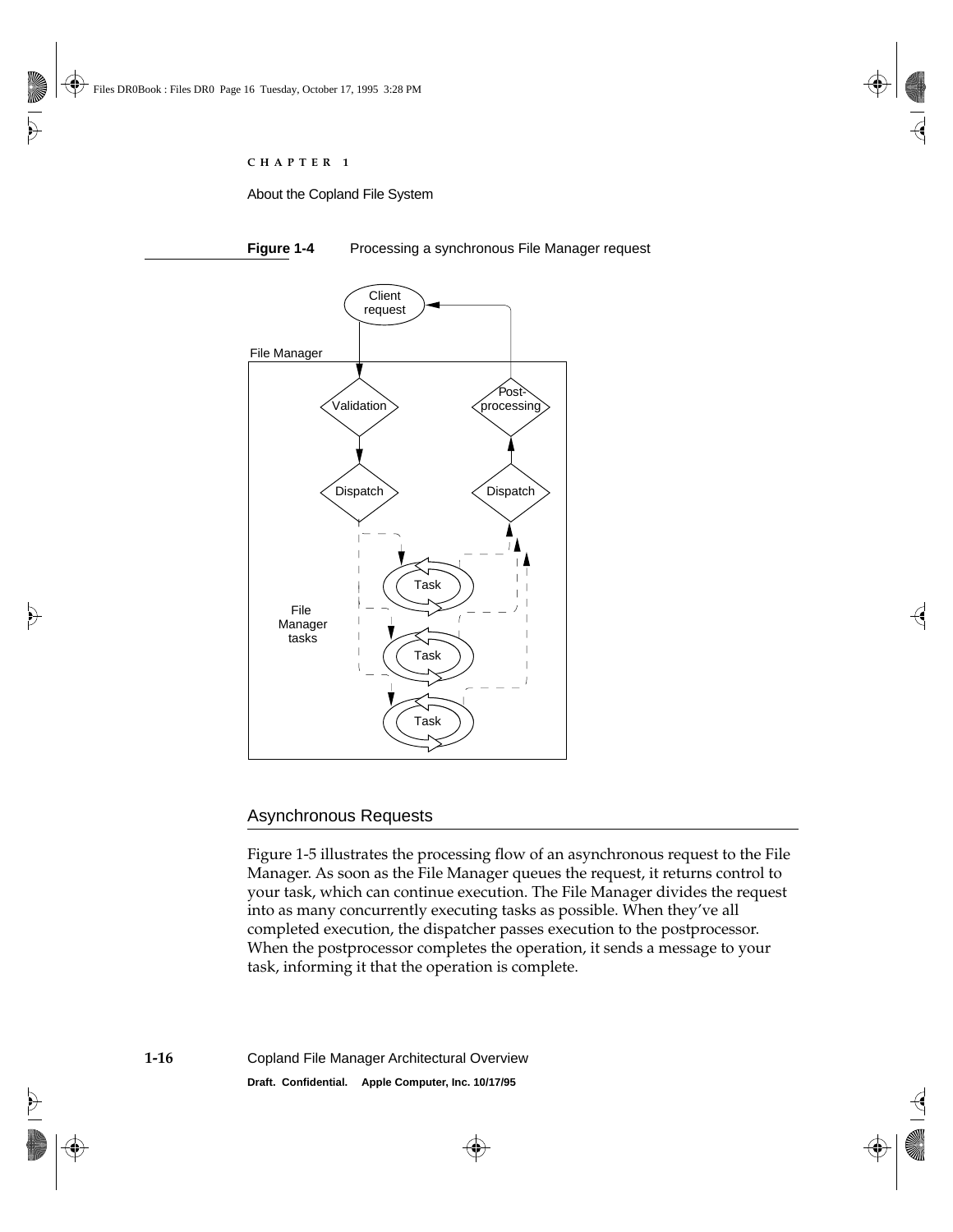**Figure 1-4** Processing a synchronous File Manager request

## Asynchronous Requests

Figure 1-5 illustrates the processing flow of an asynchronous request to the File Manager. As soon as the File Manager queues the request, it returns control to your task, which can continue execution. The File Manager divides the request into as many concurrently executing tasks as possible. When they've all completed execution, the dispatcher passes execution to the postprocessor. When the postprocessor completes the operation, it sends a message to your task, informing it that the operation is complete.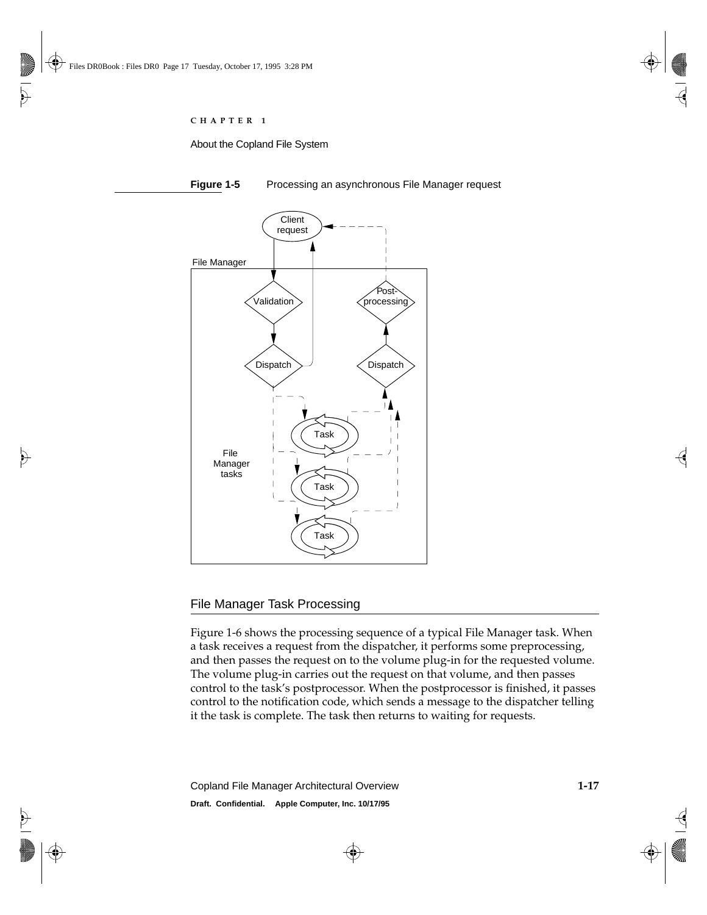**Figure 1-5** Processing an asynchronous File Manager request

## File Manager Task Processing

Figure 1-6 shows the processing sequence of a typical File Manager task. When a task receives a request from the dispatcher, it performs some preprocessing, and then passes the request on to the volume plug-in for the requested volume. The volume plug-in carries out the request on that volume, and then passes control to the task's postprocessor. When the postprocessor is finished, it passes control to the notification code, which sends a message to the dispatcher telling it the task is complete. The task then returns to waiting for requests.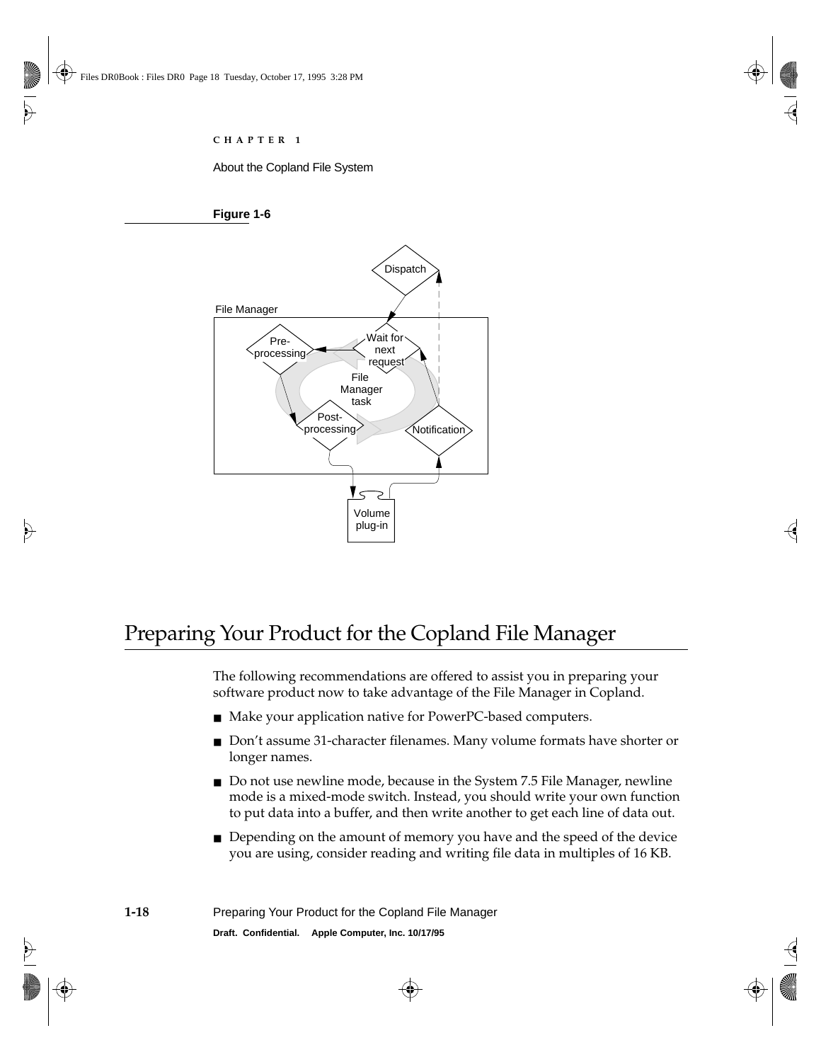**Figure 1-6**

File Manager

Dispatch

Pre-processing

Wait for next request

File Manager task

Post-processing

Notification

Volume plug-in

# Preparing Your Product for the Copland File Manager

The following recommendations are offered to assist you in preparing your software product now to take advantage of the File Manager in Copland.

- Make your application native for PowerPC-based computers.
- Don't assume 31-character filenames. Many volume formats have shorter or longer names.
- Do not use newline mode, because in the System 7.5 File Manager, newline mode is a mixed-mode switch. Instead, you should write your own function to put data into a buffer, and then write another to get each line of data out.
- Depending on the amount of memory you have and the speed of the device you are using, consider reading and writing file data in multiples of 16 KB.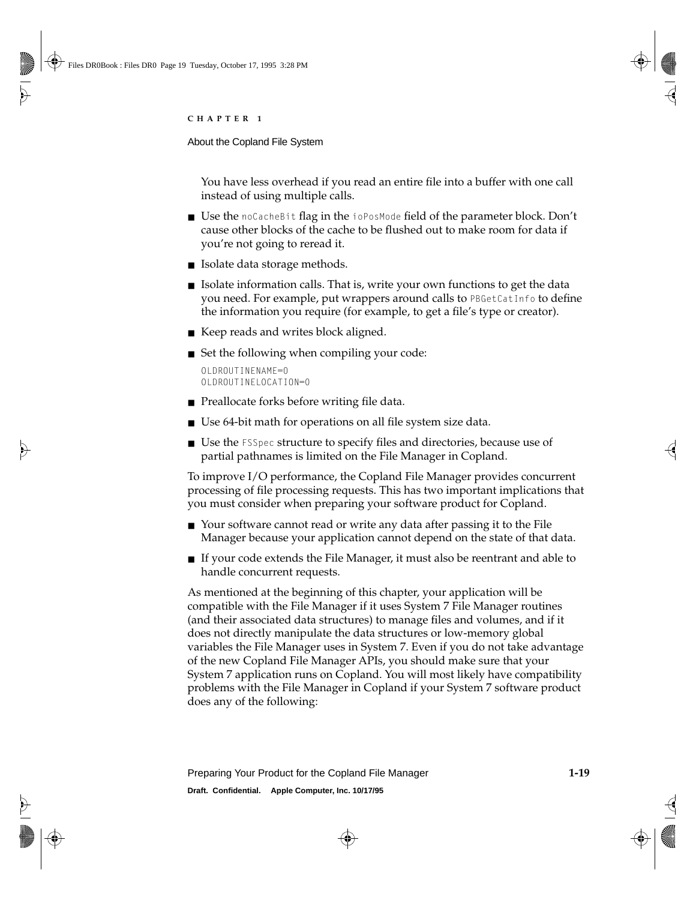You have less overhead if you read an entire file into a buffer with one call instead of using multiple calls.

- Use the `noCacheBit` flag in the `ioPosMode` field of the parameter block. Don't cause other blocks of the cache to be flushed out to make room for data if you're not going to reread it.
- Isolate data storage methods.
- Isolate information calls. That is, write your own functions to get the data you need. For example, put wrappers around calls to `PBGetCatInfo` to define the information you require (for example, to get a file's type or creator).
- Keep reads and writes block aligned.
- Set the following when compiling your code:

```
OLDROUTINENAME=0
OLDROUTINELOCATION=0
```

- Preallocate forks before writing file data.
- Use 64-bit math for operations on all file system size data.
- Use the `FSSpec` structure to specify files and directories, because use of partial pathnames is limited on the File Manager in Copland.

To improve I/O performance, the Copland File Manager provides concurrent processing of file processing requests. This has two important implications that you must consider when preparing your software product for Copland.

- Your software cannot read or write any data after passing it to the File Manager because your application cannot depend on the state of that data.
- If your code extends the File Manager, it must also be reentrant and able to handle concurrent requests.

As mentioned at the beginning of this chapter, your application will be compatible with the File Manager if it uses System 7 File Manager routines (and their associated data structures) to manage files and volumes, and if it does not directly manipulate the data structures or low-memory global variables the File Manager uses in System 7. Even if you do not take advantage of the new Copland File Manager APIs, you should make sure that your System 7 application runs on Copland. You will most likely have compatibility problems with the File Manager in Copland if your System 7 software product does any of the following: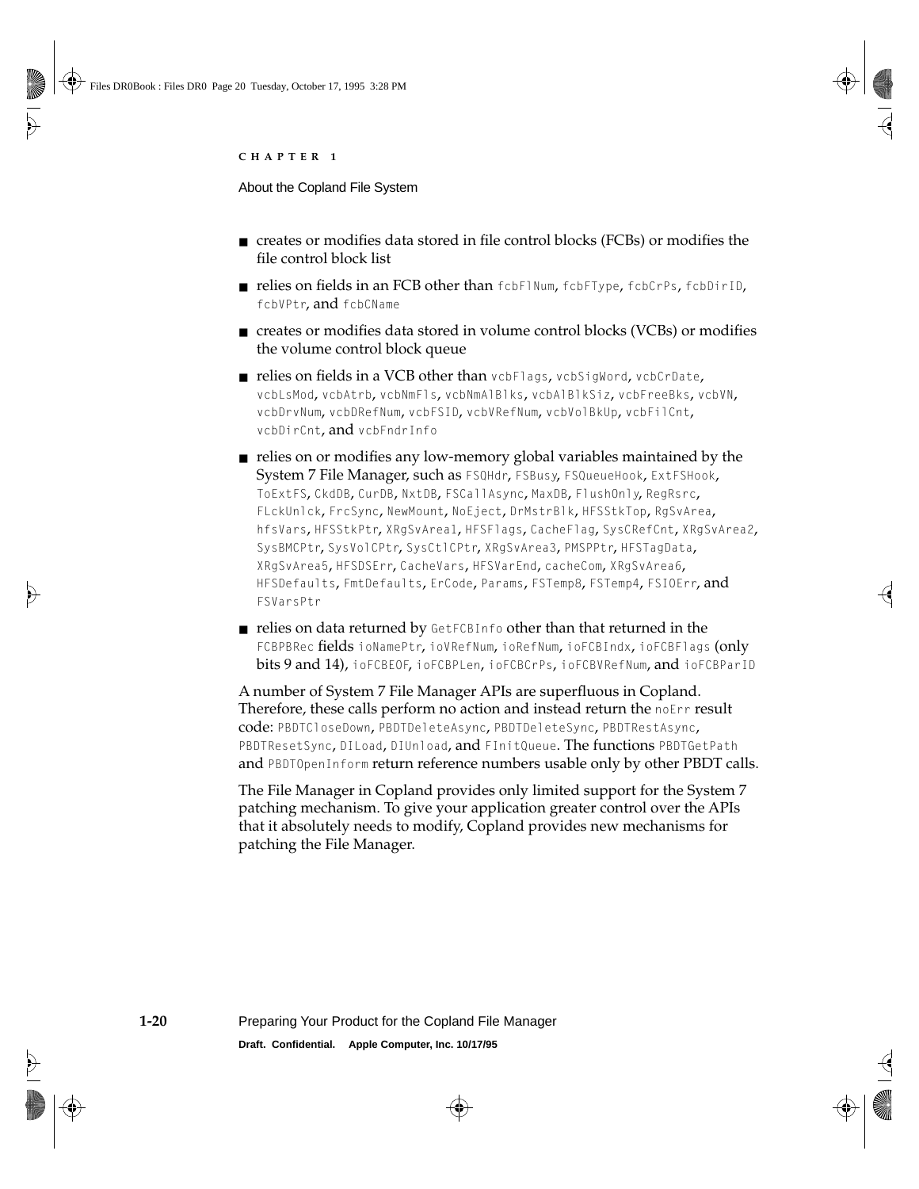- creates or modifies data stored in file control blocks (FCBs) or modifies the file control block list
- relies on fields in an FCB other than `fcbFlNum`, `fcbFType`, `fcbCrPs`, `fcbDirID`, `fcbVPtr`, and `fcbCName`
- creates or modifies data stored in volume control blocks (VCBs) or modifies the volume control block queue
- relies on fields in a VCB other than `vcbFlags`, `vcbSigWord`, `vcbCrDate`, `vcbLsMod`, `vcbAtrb`, `vcbNmFls`, `vcbNmAlBlks`, `vcbAlBlkSiz`, `vcbFreeBks`, `vcbVN`, `vcbDrvNum`, `vcbDRefNum`, `vcbFSID`, `vcbVRefNum`, `vcbVolBkUp`, `vcbFilCnt`, `vcbDirCnt`, and `vcbFndrInfo`
- relies on or modifies any low-memory global variables maintained by the System 7 File Manager, such as `FSQHdr`, `FSBusy`, `FSQueueHook`, `ExtFSHook`, `ToExtFS`, `CkdDB`, `CurDB`, `NxtDB`, `FSCallAsync`, `MaxDB`, `FlushOnly`, `RegRsrc`, `FLckUnlck`, `FrcSync`, `NewMount`, `NoEject`, `DrMstrBlk`, `HFSStkTop`, `RgSvArea`, `hfsVars`, `HFSStkPtr`, `XRgSvArea1`, `HFSFlags`, `CacheFlag`, `SysCRefCnt`, `XRgSvArea2`, `SysBMCPtr`, `SysVolCPtr`, `SysCtlCPtr`, `XRgSvArea3`, `PMSPPtr`, `HFSTagData`, `XRgSvArea5`, `HFSDSErr`, `CacheVars`, `HFSVarEnd`, `cacheCom`, `XRgSvArea6`, `HFSDefaults`, `FmtDefaults`, `ErCode`, `Params`, `FSTemp8`, `FSTemp4`, `FSIOErr`, and `FSVarsPtr`
- relies on data returned by `GetFCBInfo` other than that returned in the `FCBPBRec` fields `ioNamePtr`, `ioVRefNum`, `ioRefNum`, `ioFCBIndx`, `ioFCBFlags` (only bits 9 and 14), `ioFCBEOF`, `ioFCBPLen`, `ioFCBCrPs`, `ioFCBVRefNum`, and `ioFCBParID`

A number of System 7 File Manager APIs are superfluous in Copland. Therefore, these calls perform no action and instead return the `noErr` result code: `PBDTCloseDown`, `PBDTDeleteAsync`, `PBDTDeleteSync`, `PBDTRestAsync`, `PBDTResetSync`, `DILoad`, `DIUnload`, and `FInitQueue`. The functions `PBDTGetPath` and `PBDTOpenInform` return reference numbers usable only by other PBDT calls.

The File Manager in Copland provides only limited support for the System 7 patching mechanism. To give your application greater control over the APIs that it absolutely needs to modify, Copland provides new mechanisms for patching the File Manager.